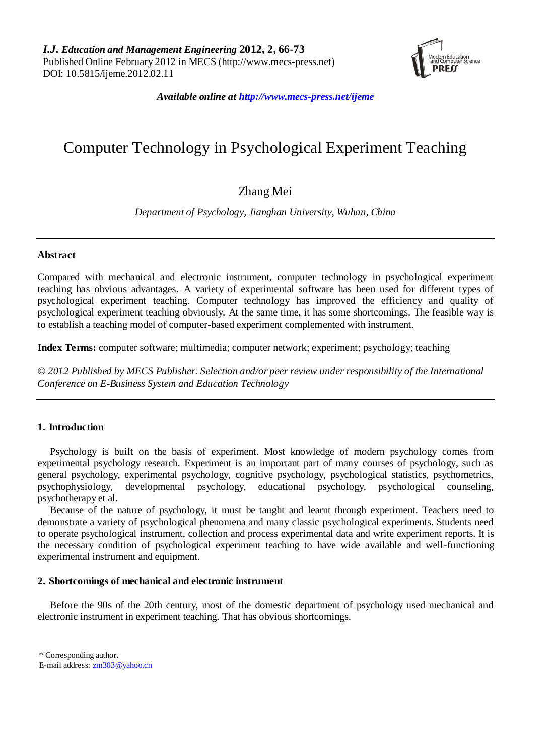# Computer Technology in Psychological Experiment Teaching

Zhang Mei

*Department of Psychology, Jianghan University, Wuhan, China*

---

**Abstract**

Compared with mechanical and electronic instrument, computer technology in psychological experiment teaching has obvious advantages. A variety of experimental software has been used for different types of psychological experiment teaching. Computer technology has improved the efficiency and quality of psychological experiment teaching obviously. At the same time, it has some shortcomings. The feasible way is to establish a teaching model of computer-based experiment complemented with instrument.

**Index Terms:** computer software; multimedia; computer network; experiment; psychology; teaching

*© 2012 Published by MECS Publisher. Selection and/or peer review under responsibility of the International Conference on E-Business System and Education Technology*

---

## 1. Introduction

Psychology is built on the basis of experiment. Most knowledge of modern psychology comes from experimental psychology research. Experiment is an important part of many courses of psychology, such as general psychology, experimental psychology, cognitive psychology, psychological statistics, psychometrics, psychophysiology, developmental psychology, educational psychology, psychological counseling, psychotherapy et al.

Because of the nature of psychology, it must be taught and learnt through experiment. Teachers need to demonstrate a variety of psychological phenomena and many classic psychological experiments. Students need to operate psychological instrument, collection and process experimental data and write experiment reports. It is the necessary condition of psychological experiment teaching to have wide available and well-functioning experimental instrument and equipment.

## 2. Shortcomings of mechanical and electronic instrument

Before the 90s of the 20th century, most of the domestic department of psychology used mechanical and electronic instrument in experiment teaching. That has obvious shortcomings.

\* Corresponding author.
E-mail address: zm303@yahoo.cn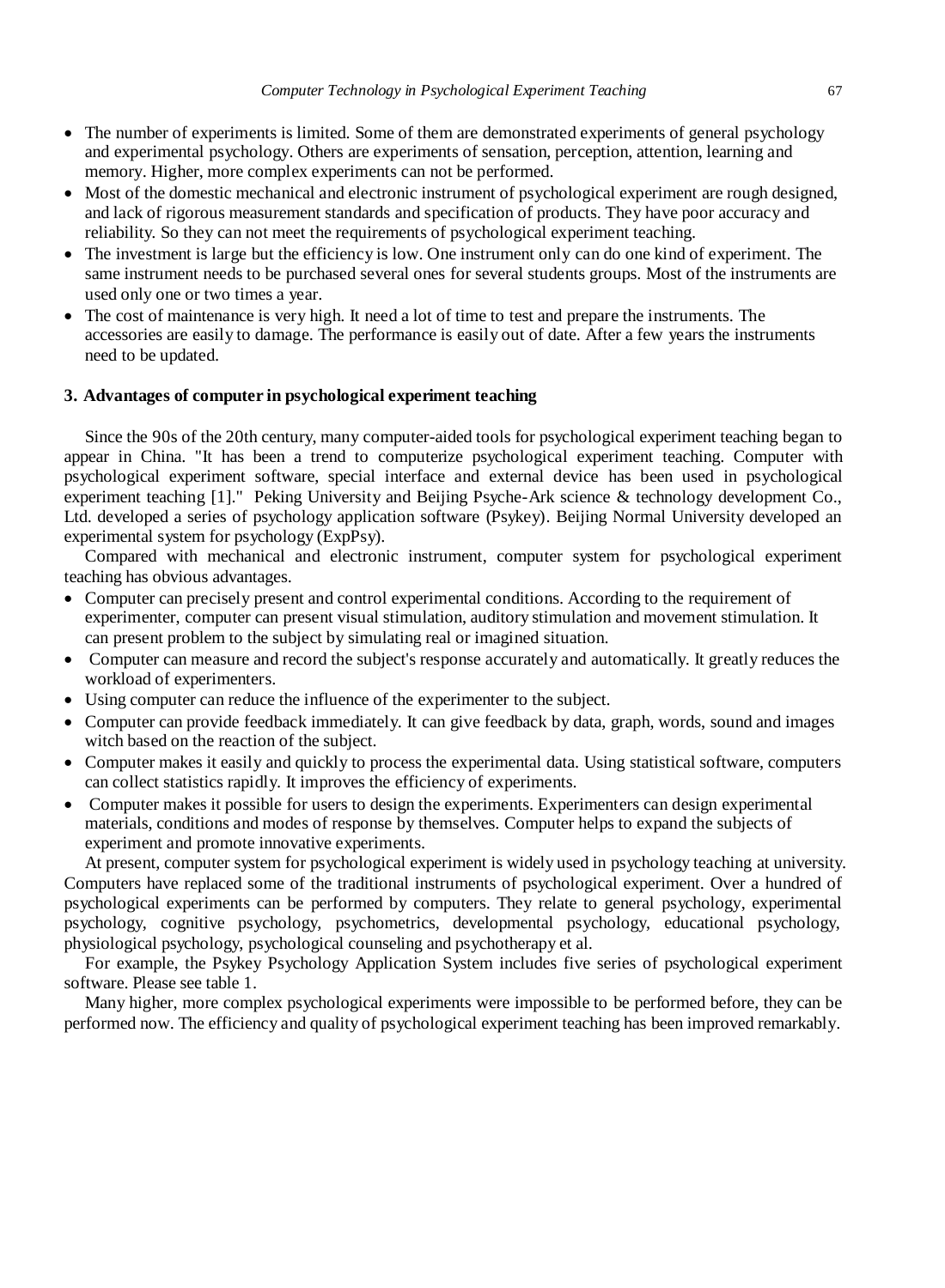- The number of experiments is limited. Some of them are demonstrated experiments of general psychology and experimental psychology. Others are experiments of sensation, perception, attention, learning and memory. Higher, more complex experiments can not be performed.
- Most of the domestic mechanical and electronic instrument of psychological experiment are rough designed, and lack of rigorous measurement standards and specification of products. They have poor accuracy and reliability. So they can not meet the requirements of psychological experiment teaching.
- The investment is large but the efficiency is low. One instrument only can do one kind of experiment. The same instrument needs to be purchased several ones for several students groups. Most of the instruments are used only one or two times a year.
- The cost of maintenance is very high. It need a lot of time to test and prepare the instruments. The accessories are easily to damage. The performance is easily out of date. After a few years the instruments need to be updated.

## 3. Advantages of computer in psychological experiment teaching

Since the 90s of the 20th century, many computer-aided tools for psychological experiment teaching began to appear in China. "It has been a trend to computerize psychological experiment teaching. Computer with psychological experiment software, special interface and external device has been used in psychological experiment teaching [1]." Peking University and Beijing Psyche-Ark science & technology development Co., Ltd. developed a series of psychology application software (Psykey). Beijing Normal University developed an experimental system for psychology (ExpPsy).

Compared with mechanical and electronic instrument, computer system for psychological experiment teaching has obvious advantages.

- Computer can precisely present and control experimental conditions. According to the requirement of experimenter, computer can present visual stimulation, auditory stimulation and movement stimulation. It can present problem to the subject by simulating real or imagined situation.
- Computer can measure and record the subject's response accurately and automatically. It greatly reduces the workload of experimenters.
- Using computer can reduce the influence of the experimenter to the subject.
- Computer can provide feedback immediately. It can give feedback by data, graph, words, sound and images witch based on the reaction of the subject.
- Computer makes it easily and quickly to process the experimental data. Using statistical software, computers can collect statistics rapidly. It improves the efficiency of experiments.
- Computer makes it possible for users to design the experiments. Experimenters can design experimental materials, conditions and modes of response by themselves. Computer helps to expand the subjects of experiment and promote innovative experiments.

At present, computer system for psychological experiment is widely used in psychology teaching at university. Computers have replaced some of the traditional instruments of psychological experiment. Over a hundred of psychological experiments can be performed by computers. They relate to general psychology, experimental psychology, cognitive psychology, psychometrics, developmental psychology, educational psychology, physiological psychology, psychological counseling and psychotherapy et al.

For example, the Psykey Psychology Application System includes five series of psychological experiment software. Please see table 1.

Many higher, more complex psychological experiments were impossible to be performed before, they can be performed now. The efficiency and quality of psychological experiment teaching has been improved remarkably.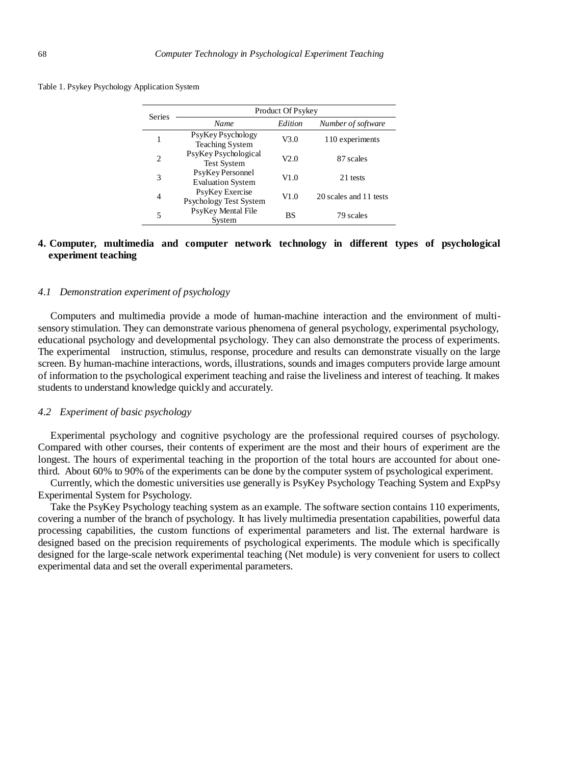Table 1. Psykey Psychology Application System

| Series | Product Of Psykey | | |
|---|---|---|---|
| | *Name* | *Edition* | *Number of software* |
| 1 | PsyKey Psychology Teaching System | V3.0 | 110 experiments |
| 2 | PsyKey Psychological Test System | V2.0 | 87 scales |
| 3 | PsyKey Personnel Evaluation System | V1.0 | 21 tests |
| 4 | PsyKey Exercise Psychology Test System | V1.0 | 20 scales and 11 tests |
| 5 | PsyKey Mental File System | BS | 79 scales |

## 4. Computer, multimedia and computer network technology in different types of psychological experiment teaching

### *4.1 Demonstration experiment of psychology*

Computers and multimedia provide a mode of human-machine interaction and the environment of multi-sensory stimulation. They can demonstrate various phenomena of general psychology, experimental psychology, educational psychology and developmental psychology. They can also demonstrate the process of experiments. The experimental instruction, stimulus, response, procedure and results can demonstrate visually on the large screen. By human-machine interactions, words, illustrations, sounds and images computers provide large amount of information to the psychological experiment teaching and raise the liveliness and interest of teaching. It makes students to understand knowledge quickly and accurately.

### *4.2 Experiment of basic psychology*

Experimental psychology and cognitive psychology are the professional required courses of psychology. Compared with other courses, their contents of experiment are the most and their hours of experiment are the longest. The hours of experimental teaching in the proportion of the total hours are accounted for about one-third. About 60% to 90% of the experiments can be done by the computer system of psychological experiment.

Currently, which the domestic universities use generally is PsyKey Psychology Teaching System and ExpPsy Experimental System for Psychology.

Take the PsyKey Psychology teaching system as an example. The software section contains 110 experiments, covering a number of the branch of psychology. It has lively multimedia presentation capabilities, powerful data processing capabilities, the custom functions of experimental parameters and list. The external hardware is designed based on the precision requirements of psychological experiments. The module which is specifically designed for the large-scale network experimental teaching (Net module) is very convenient for users to collect experimental data and set the overall experimental parameters.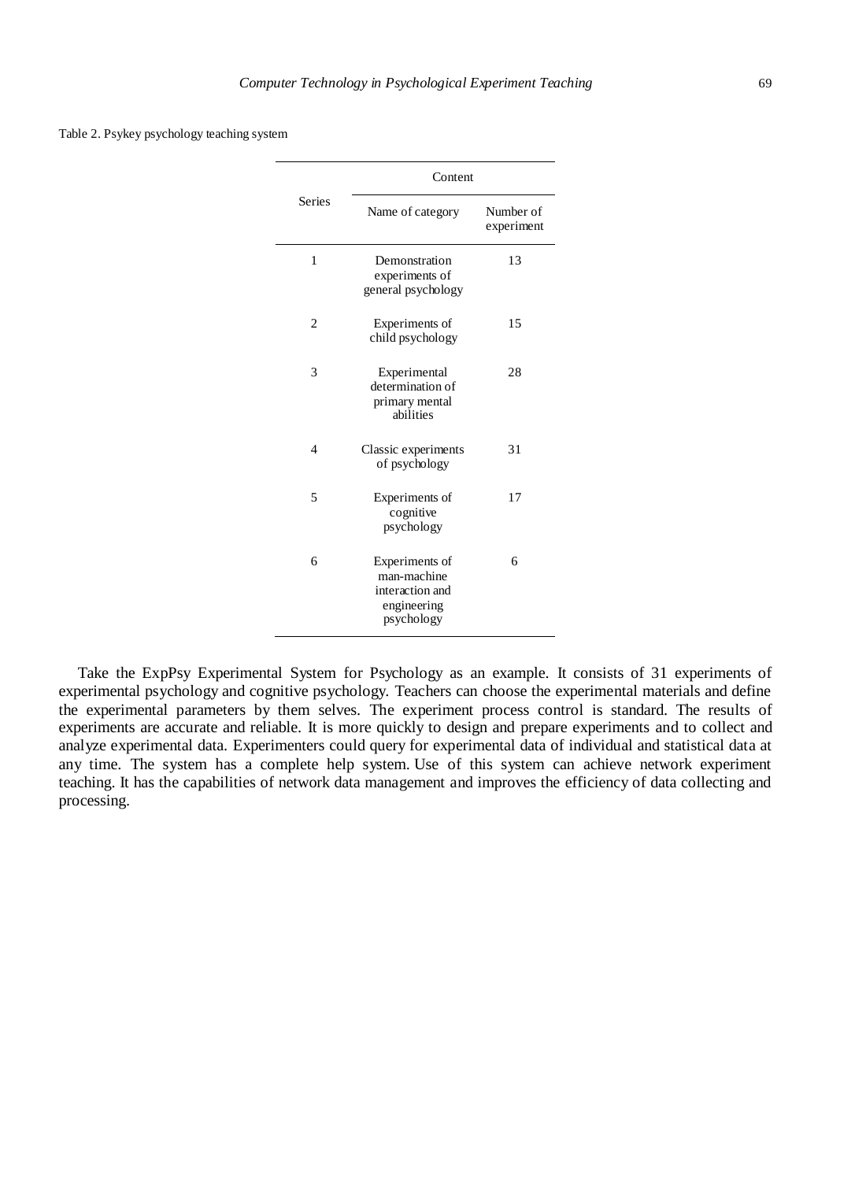Table 2. Psykey psychology teaching system

| Series | Content | |
|---|---|---|
| | Name of category | Number of experiment |
| 1 | Demonstration experiments of general psychology | 13 |
| 2 | Experiments of child psychology | 15 |
| 3 | Experimental determination of primary mental abilities | 28 |
| 4 | Classic experiments of psychology | 31 |
| 5 | Experiments of cognitive psychology | 17 |
| 6 | Experiments of man-machine interaction and engineering psychology | 6 |

Take the ExpPsy Experimental System for Psychology as an example. It consists of 31 experiments of experimental psychology and cognitive psychology. Teachers can choose the experimental materials and define the experimental parameters by them selves. The experiment process control is standard. The results of experiments are accurate and reliable. It is more quickly to design and prepare experiments and to collect and analyze experimental data. Experimenters could query for experimental data of individual and statistical data at any time. The system has a complete help system. Use of this system can achieve network experiment teaching. It has the capabilities of network data management and improves the efficiency of data collecting and processing.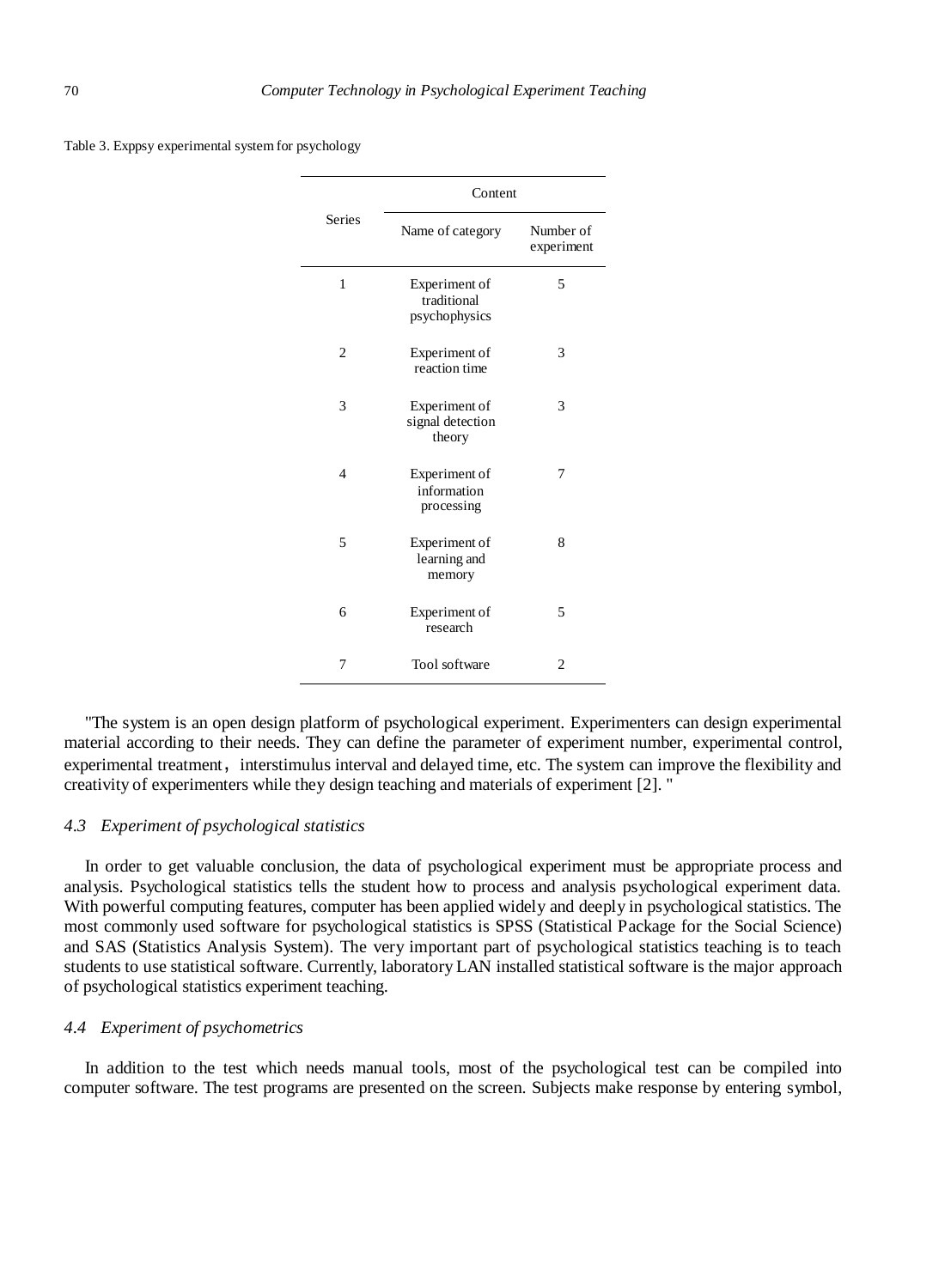Table 3. Exppsy experimental system for psychology

| Series | Content | |
|---|---|---|
| | Name of category | Number of experiment |
| 1 | Experiment of traditional psychophysics | 5 |
| 2 | Experiment of reaction time | 3 |
| 3 | Experiment of signal detection theory | 3 |
| 4 | Experiment of information processing | 7 |
| 5 | Experiment of learning and memory | 8 |
| 6 | Experiment of research | 5 |
| 7 | Tool software | 2 |

"The system is an open design platform of psychological experiment. Experimenters can design experimental material according to their needs. They can define the parameter of experiment number, experimental control, experimental treatment， interstimulus interval and delayed time, etc. The system can improve the flexibility and creativity of experimenters while they design teaching and materials of experiment [2]. "

### *4.3 Experiment of psychological statistics*

In order to get valuable conclusion, the data of psychological experiment must be appropriate process and analysis. Psychological statistics tells the student how to process and analysis psychological experiment data. With powerful computing features, computer has been applied widely and deeply in psychological statistics. The most commonly used software for psychological statistics is SPSS (Statistical Package for the Social Science) and SAS (Statistics Analysis System). The very important part of psychological statistics teaching is to teach students to use statistical software. Currently, laboratory LAN installed statistical software is the major approach of psychological statistics experiment teaching.

### *4.4 Experiment of psychometrics*

In addition to the test which needs manual tools, most of the psychological test can be compiled into computer software. The test programs are presented on the screen. Subjects make response by entering symbol,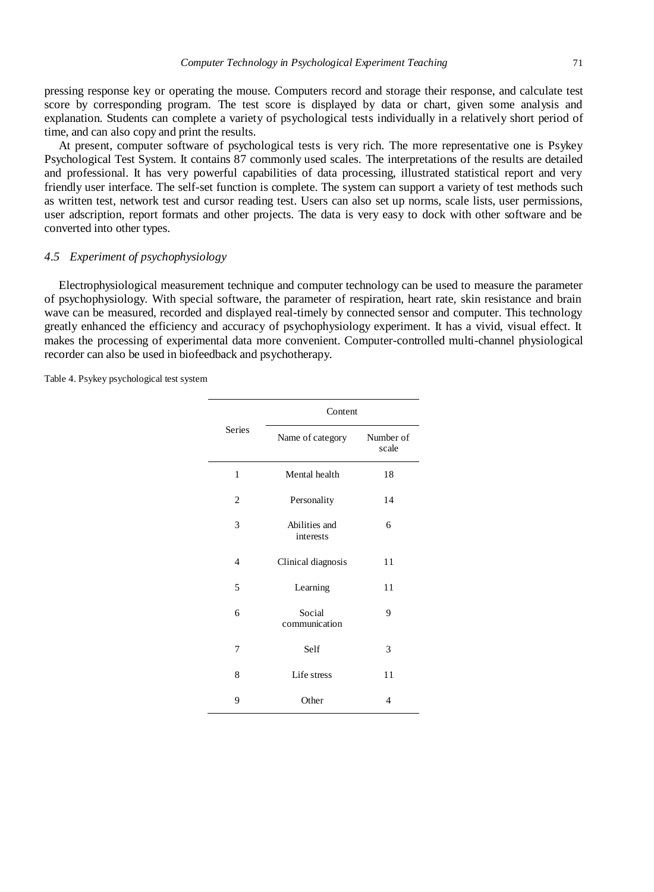pressing response key or operating the mouse. Computers record and storage their response, and calculate test score by corresponding program. The test score is displayed by data or chart, given some analysis and explanation. Students can complete a variety of psychological tests individually in a relatively short period of time, and can also copy and print the results.

At present, computer software of psychological tests is very rich. The more representative one is Psykey Psychological Test System. It contains 87 commonly used scales. The interpretations of the results are detailed and professional. It has very powerful capabilities of data processing, illustrated statistical report and very friendly user interface. The self-set function is complete. The system can support a variety of test methods such as written test, network test and cursor reading test. Users can also set up norms, scale lists, user permissions, user adscription, report formats and other projects. The data is very easy to dock with other software and be converted into other types.

### *4.5 Experiment of psychophysiology*

Electrophysiological measurement technique and computer technology can be used to measure the parameter of psychophysiology. With special software, the parameter of respiration, heart rate, skin resistance and brain wave can be measured, recorded and displayed real-timely by connected sensor and computer. This technology greatly enhanced the efficiency and accuracy of psychophysiology experiment. It has a vivid, visual effect. It makes the processing of experimental data more convenient. Computer-controlled multi-channel physiological recorder can also be used in biofeedback and psychotherapy.

Table 4. Psykey psychological test system

| Series | Content | |
|---|---|---|
| | Name of category | Number of scale |
| 1 | Mental health | 18 |
| 2 | Personality | 14 |
| 3 | Abilities and interests | 6 |
| 4 | Clinical diagnosis | 11 |
| 5 | Learning | 11 |
| 6 | Social communication | 9 |
| 7 | Self | 3 |
| 8 | Life stress | 11 |
| 9 | Other | 4 |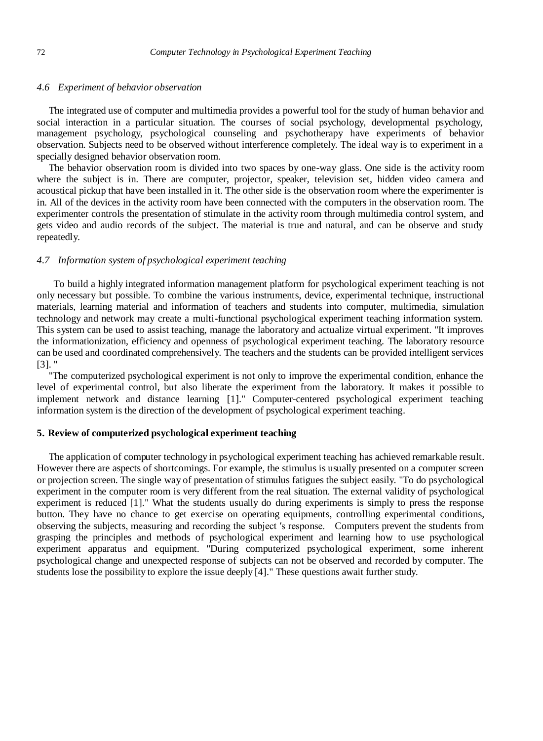### *4.6 Experiment of behavior observation*

The integrated use of computer and multimedia provides a powerful tool for the study of human behavior and social interaction in a particular situation. The courses of social psychology, developmental psychology, management psychology, psychological counseling and psychotherapy have experiments of behavior observation. Subjects need to be observed without interference completely. The ideal way is to experiment in a specially designed behavior observation room.

The behavior observation room is divided into two spaces by one-way glass. One side is the activity room where the subject is in. There are computer, projector, speaker, television set, hidden video camera and acoustical pickup that have been installed in it. The other side is the observation room where the experimenter is in. All of the devices in the activity room have been connected with the computers in the observation room. The experimenter controls the presentation of stimulate in the activity room through multimedia control system, and gets video and audio records of the subject. The material is true and natural, and can be observe and study repeatedly.

### *4.7 Information system of psychological experiment teaching*

To build a highly integrated information management platform for psychological experiment teaching is not only necessary but possible. To combine the various instruments, device, experimental technique, instructional materials, learning material and information of teachers and students into computer, multimedia, simulation technology and network may create a multi-functional psychological experiment teaching information system. This system can be used to assist teaching, manage the laboratory and actualize virtual experiment. "It improves the informationizization, efficiency and openness of psychological experiment teaching. The laboratory resource can be used and coordinated comprehensively. The teachers and the students can be provided intelligent services [3]. "

"The computerized psychological experiment is not only to improve the experimental condition, enhance the level of experimental control, but also liberate the experiment from the laboratory. It makes it possible to implement network and distance learning [1]." Computer-centered psychological experiment teaching information system is the direction of the development of psychological experiment teaching.

## **5. Review of computerized psychological experiment teaching**

The application of computer technology in psychological experiment teaching has achieved remarkable result. However there are aspects of shortcomings. For example, the stimulus is usually presented on a computer screen or projection screen. The single way of presentation of stimulus fatigues the subject easily. "To do psychological experiment in the computer room is very different from the real situation. The external validity of psychological experiment is reduced [1]." What the students usually do during experiments is simply to press the response button. They have no chance to get exercise on operating equipments, controlling experimental conditions, observing the subjects, measuring and recording the subject ′s response. Computers prevent the students from grasping the principles and methods of psychological experiment and learning how to use psychological experiment apparatus and equipment. "During computerized psychological experiment, some inherent psychological change and unexpected response of subjects can not be observed and recorded by computer. The students lose the possibility to explore the issue deeply [4]." These questions await further study.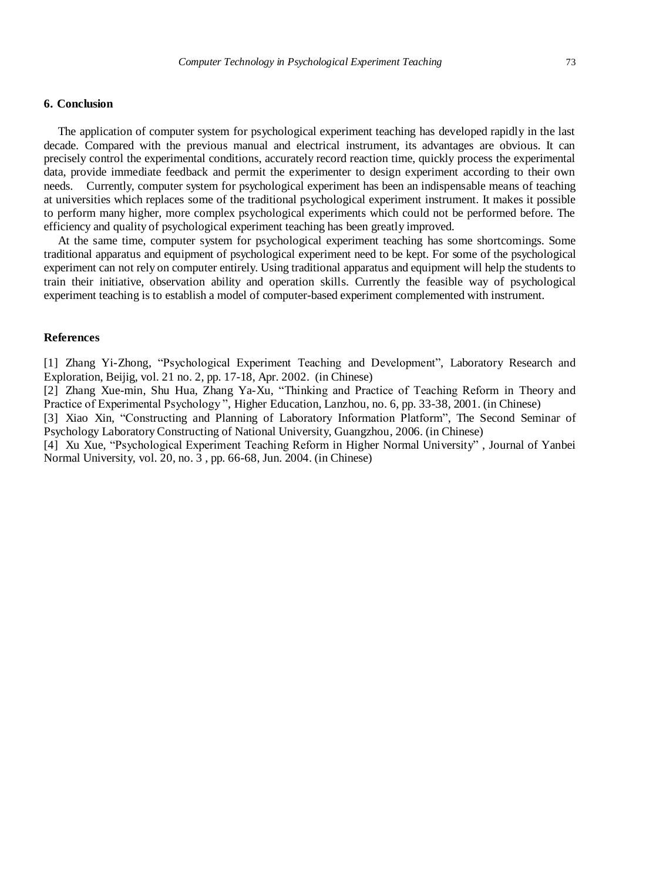## 6. Conclusion

The application of computer system for psychological experiment teaching has developed rapidly in the last decade. Compared with the previous manual and electrical instrument, its advantages are obvious. It can precisely control the experimental conditions, accurately record reaction time, quickly process the experimental data, provide immediate feedback and permit the experimenter to design experiment according to their own needs. Currently, computer system for psychological experiment has been an indispensable means of teaching at universities which replaces some of the traditional psychological experiment instrument. It makes it possible to perform many higher, more complex psychological experiments which could not be performed before. The efficiency and quality of psychological experiment teaching has been greatly improved.

At the same time, computer system for psychological experiment teaching has some shortcomings. Some traditional apparatus and equipment of psychological experiment need to be kept. For some of the psychological experiment can not rely on computer entirely. Using traditional apparatus and equipment will help the students to train their initiative, observation ability and operation skills. Currently the feasible way of psychological experiment teaching is to establish a model of computer-based experiment complemented with instrument.

## References

[1] Zhang Yi-Zhong, "Psychological Experiment Teaching and Development", Laboratory Research and Exploration, Beijig, vol. 21 no. 2, pp. 17-18, Apr. 2002. (in Chinese)

[2] Zhang Xue-min, Shu Hua, Zhang Ya-Xu, "Thinking and Practice of Teaching Reform in Theory and Practice of Experimental Psychology ", Higher Education, Lanzhou, no. 6, pp. 33-38, 2001. (in Chinese)

[3] Xiao Xin, "Constructing and Planning of Laboratory Information Platform", The Second Seminar of Psychology Laboratory Constructing of National University, Guangzhou, 2006. (in Chinese)

[4] Xu Xue, "Psychological Experiment Teaching Reform in Higher Normal University" , Journal of Yanbei Normal University, vol. 20, no. 3 , pp. 66-68, Jun. 2004. (in Chinese)